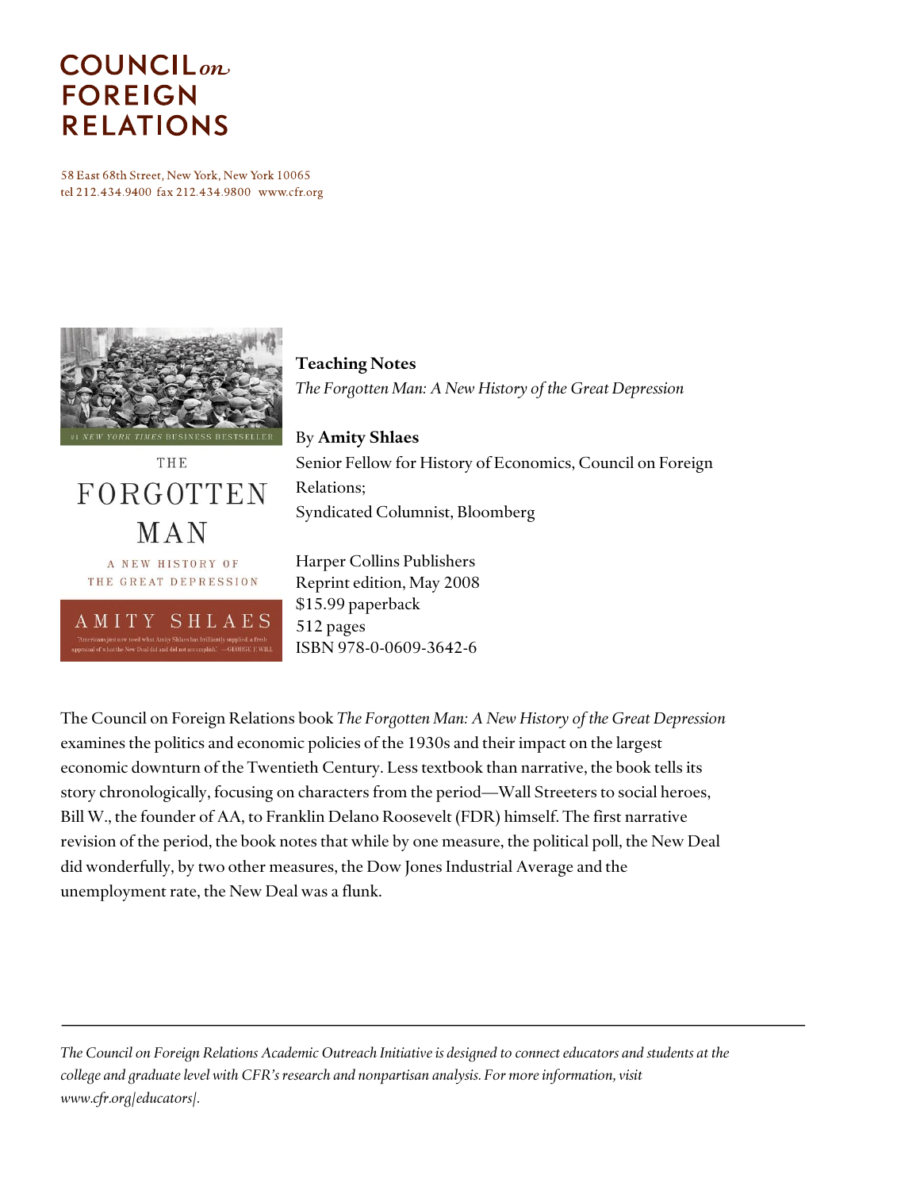**COUNCIL on FOREIGN RELATIONS**

58 East 68th Street, New York, New York 10065
tel 212.434.9400 fax 212.434.9800 www.cfr.org

**Teaching Notes**
*The Forgotten Man: A New History of the Great Depression*

By **Amity Shlaes**
Senior Fellow for History of Economics, Council on Foreign Relations;
Syndicated Columnist, Bloomberg

Harper Collins Publishers
Reprint edition, May 2008
$15.99 paperback
512 pages
ISBN 978-0-0609-3642-6

The Council on Foreign Relations book *The Forgotten Man: A New History of the Great Depression* examines the politics and economic policies of the 1930s and their impact on the largest economic downturn of the Twentieth Century. Less textbook than narrative, the book tells its story chronologically, focusing on characters from the period—Wall Streeters to social heroes, Bill W., the founder of AA, to Franklin Delano Roosevelt (FDR) himself. The first narrative revision of the period, the book notes that while by one measure, the political poll, the New Deal did wonderfully, by two other measures, the Dow Jones Industrial Average and the unemployment rate, the New Deal was a flunk.

---

*The Council on Foreign Relations Academic Outreach Initiative is designed to connect educators and students at the college and graduate level with CFR's research and nonpartisan analysis. For more information, visit www.cfr.org/educators/.*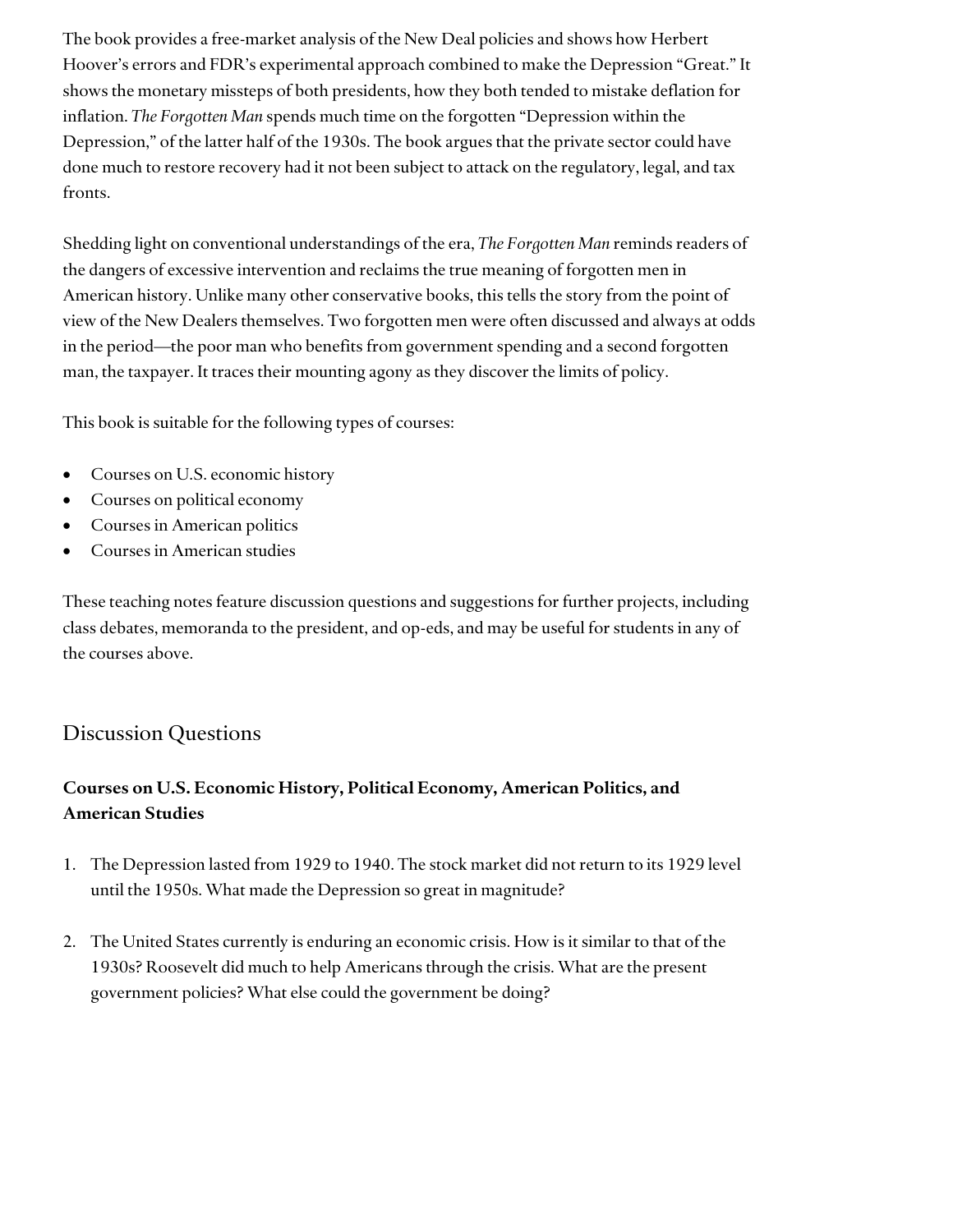The book provides a free-market analysis of the New Deal policies and shows how Herbert Hoover's errors and FDR's experimental approach combined to make the Depression "Great." It shows the monetary missteps of both presidents, how they both tended to mistake deflation for inflation. *The Forgotten Man* spends much time on the forgotten "Depression within the Depression," of the latter half of the 1930s. The book argues that the private sector could have done much to restore recovery had it not been subject to attack on the regulatory, legal, and tax fronts.

Shedding light on conventional understandings of the era, *The Forgotten Man* reminds readers of the dangers of excessive intervention and reclaims the true meaning of forgotten men in American history. Unlike many other conservative books, this tells the story from the point of view of the New Dealers themselves. Two forgotten men were often discussed and always at odds in the period—the poor man who benefits from government spending and a second forgotten man, the taxpayer. It traces their mounting agony as they discover the limits of policy.

This book is suitable for the following types of courses:

- Courses on U.S. economic history
- Courses on political economy
- Courses in American politics
- Courses in American studies

These teaching notes feature discussion questions and suggestions for further projects, including class debates, memoranda to the president, and op-eds, and may be useful for students in any of the courses above.

## Discussion Questions

**Courses on U.S. Economic History, Political Economy, American Politics, and American Studies**

1. The Depression lasted from 1929 to 1940. The stock market did not return to its 1929 level until the 1950s. What made the Depression so great in magnitude?

2. The United States currently is enduring an economic crisis. How is it similar to that of the 1930s? Roosevelt did much to help Americans through the crisis. What are the present government policies? What else could the government be doing?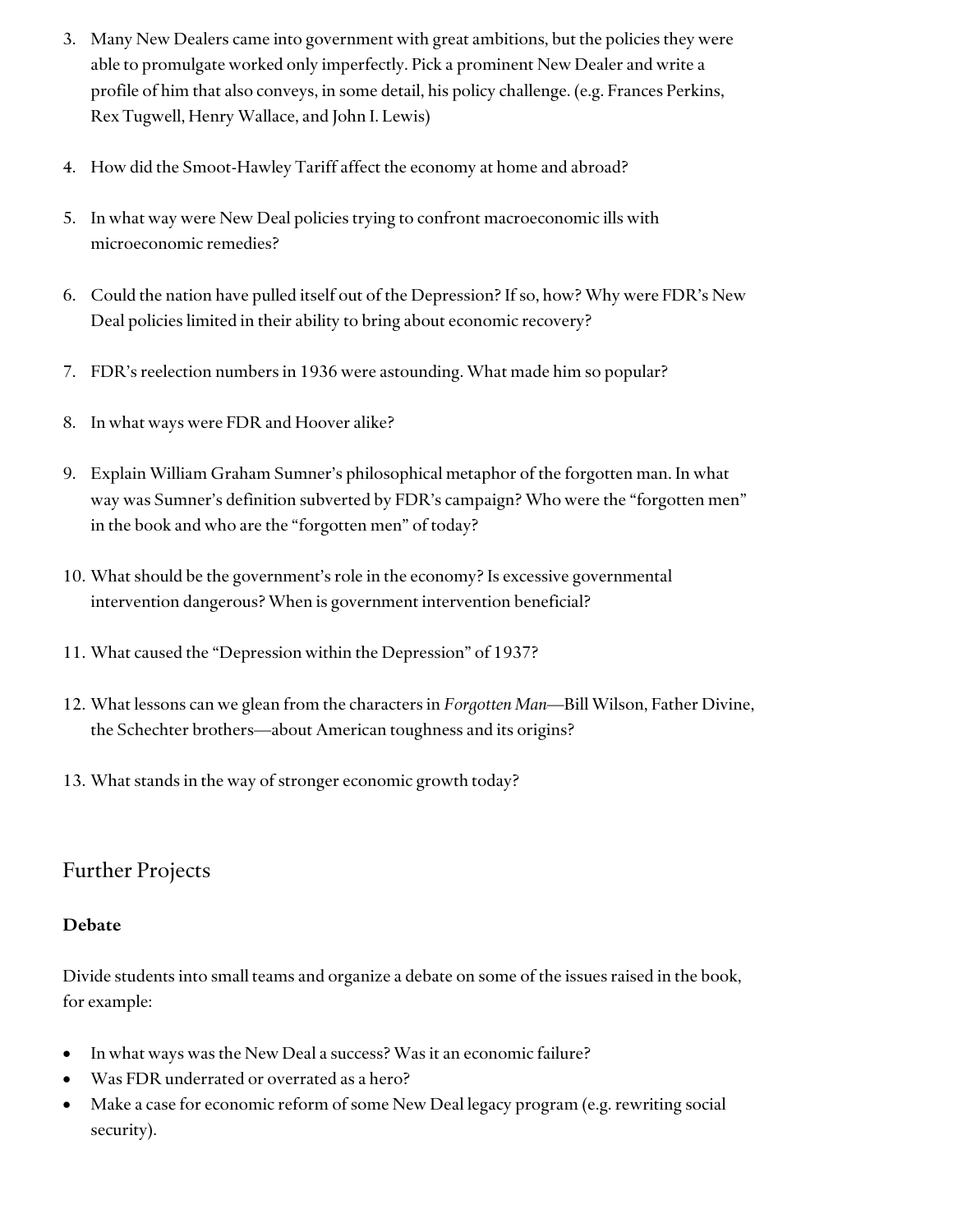3. Many New Dealers came into government with great ambitions, but the policies they were able to promulgate worked only imperfectly. Pick a prominent New Dealer and write a profile of him that also conveys, in some detail, his policy challenge. (e.g. Frances Perkins, Rex Tugwell, Henry Wallace, and John I. Lewis)

4. How did the Smoot-Hawley Tariff affect the economy at home and abroad?

5. In what way were New Deal policies trying to confront macroeconomic ills with microeconomic remedies?

6. Could the nation have pulled itself out of the Depression? If so, how? Why were FDR's New Deal policies limited in their ability to bring about economic recovery?

7. FDR's reelection numbers in 1936 were astounding. What made him so popular?

8. In what ways were FDR and Hoover alike?

9. Explain William Graham Sumner's philosophical metaphor of the forgotten man. In what way was Sumner's definition subverted by FDR's campaign? Who were the "forgotten men" in the book and who are the "forgotten men" of today?

10. What should be the government's role in the economy? Is excessive governmental intervention dangerous? When is government intervention beneficial?

11. What caused the "Depression within the Depression" of 1937?

12. What lessons can we glean from the characters in *Forgotten Man*—Bill Wilson, Father Divine, the Schechter brothers—about American toughness and its origins?

13. What stands in the way of stronger economic growth today?

## Further Projects

**Debate**

Divide students into small teams and organize a debate on some of the issues raised in the book, for example:

- In what ways was the New Deal a success? Was it an economic failure?
- Was FDR underrated or overrated as a hero?
- Make a case for economic reform of some New Deal legacy program (e.g. rewriting social security).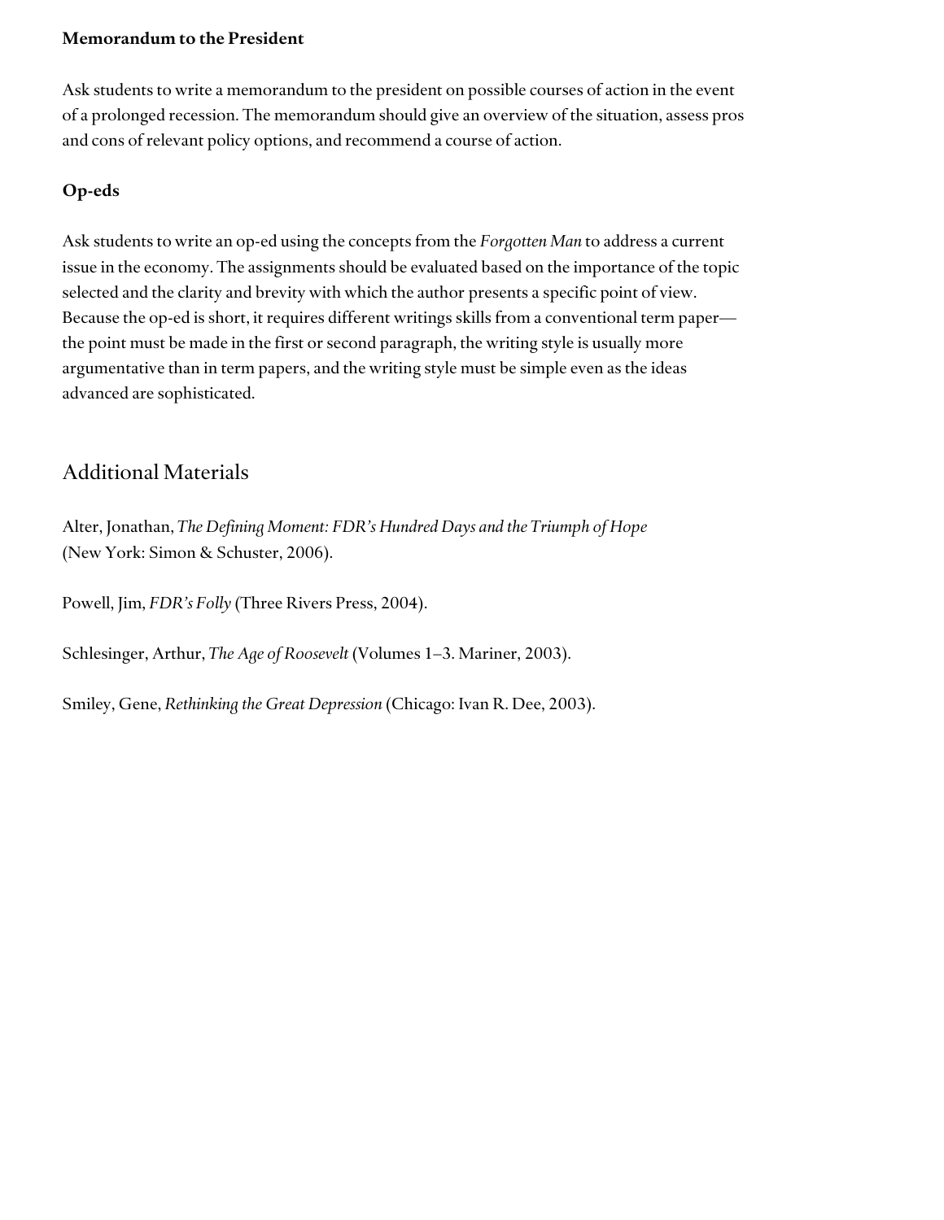**Memorandum to the President**

Ask students to write a memorandum to the president on possible courses of action in the event of a prolonged recession. The memorandum should give an overview of the situation, assess pros and cons of relevant policy options, and recommend a course of action.

**Op-eds**

Ask students to write an op-ed using the concepts from the *Forgotten Man* to address a current issue in the economy. The assignments should be evaluated based on the importance of the topic selected and the clarity and brevity with which the author presents a specific point of view. Because the op-ed is short, it requires different writings skills from a conventional term paper—the point must be made in the first or second paragraph, the writing style is usually more argumentative than in term papers, and the writing style must be simple even as the ideas advanced are sophisticated.

## Additional Materials

Alter, Jonathan, *The Defining Moment: FDR's Hundred Days and the Triumph of Hope* (New York: Simon & Schuster, 2006).

Powell, Jim, *FDR's Folly* (Three Rivers Press, 2004).

Schlesinger, Arthur, *The Age of Roosevelt* (Volumes 1–3. Mariner, 2003).

Smiley, Gene, *Rethinking the Great Depression* (Chicago: Ivan R. Dee, 2003).